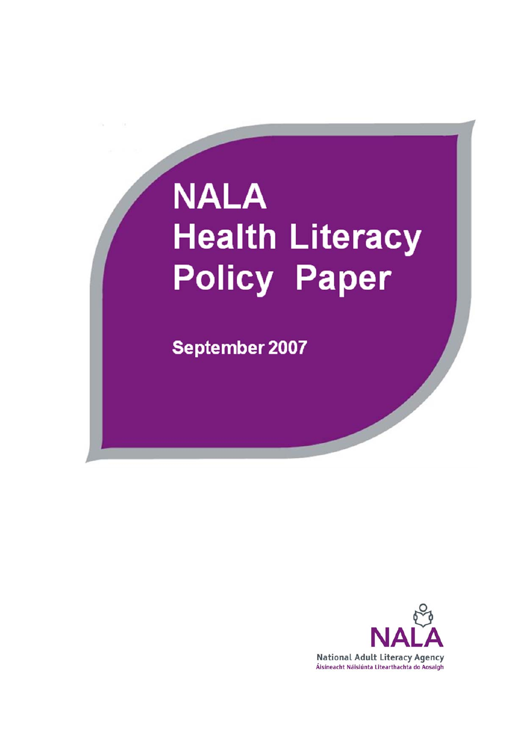# NALA Health Literacy Policy Paper

September 2007

NALA

National Adult Literacy Agency

Áisíneacht Náisiúnta Litearthachta do Aosaigh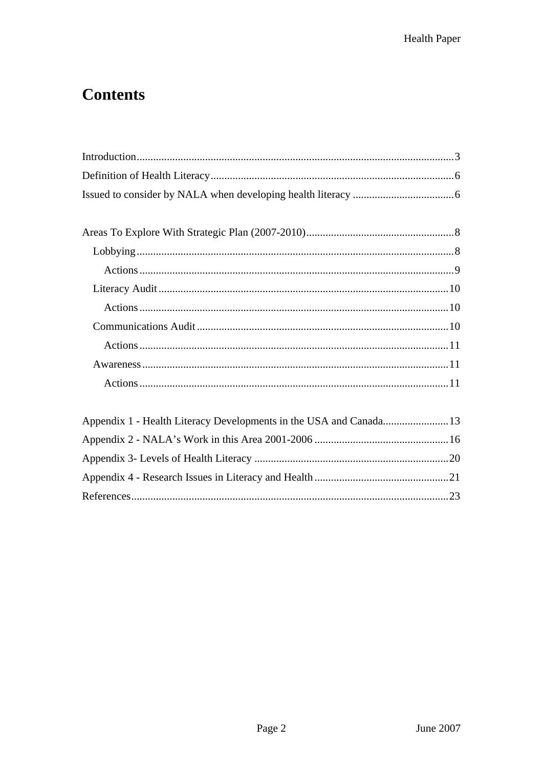# Contents

Introduction ........ 3
Definition of Health Literacy ........ 6
Issued to consider by NALA when developing health literacy ........ 6

Areas To Explore With Strategic Plan (2007-2010) ........ 8
- Lobbying ........ 8
  - Actions ........ 9
- Literacy Audit ........ 10
  - Actions ........ 10
- Communications Audit ........ 10
  - Actions ........ 11
- Awareness ........ 11
  - Actions ........ 11

Appendix 1 - Health Literacy Developments in the USA and Canada ........ 13
Appendix 2 - NALA's Work in this Area 2001-2006 ........ 16
Appendix 3- Levels of Health Literacy ........ 20
Appendix 4 - Research Issues in Literacy and Health ........ 21
References ........ 23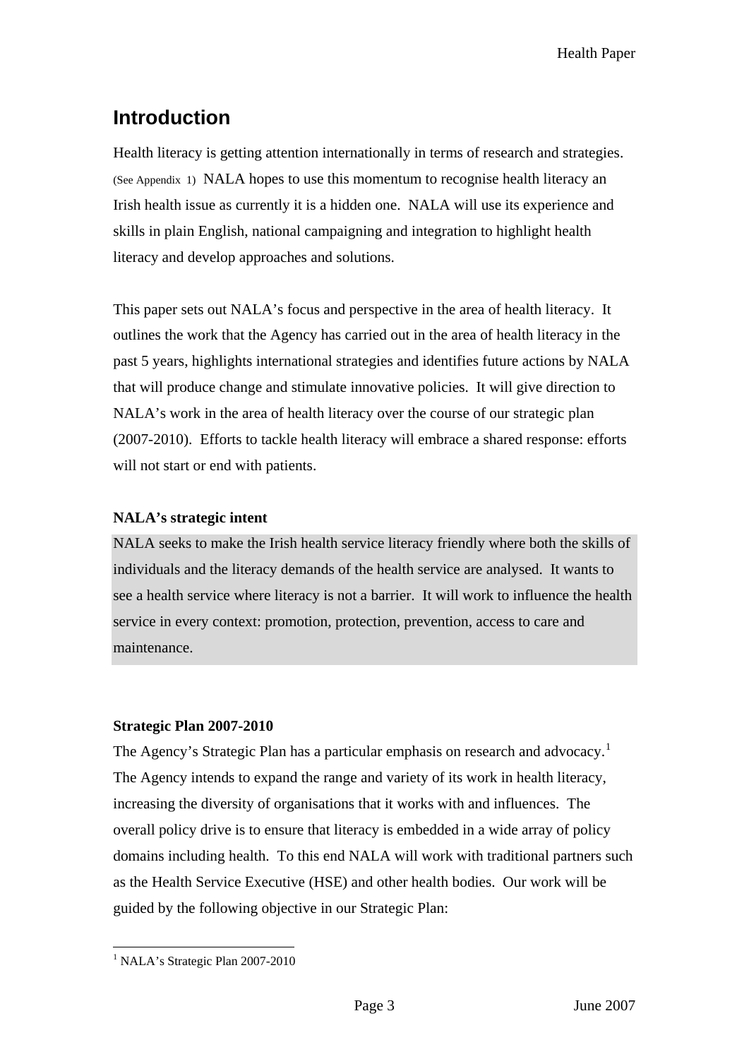## Introduction

Health literacy is getting attention internationally in terms of research and strategies. (See Appendix 1) NALA hopes to use this momentum to recognise health literacy an Irish health issue as currently it is a hidden one. NALA will use its experience and skills in plain English, national campaigning and integration to highlight health literacy and develop approaches and solutions.

This paper sets out NALA's focus and perspective in the area of health literacy. It outlines the work that the Agency has carried out in the area of health literacy in the past 5 years, highlights international strategies and identifies future actions by NALA that will produce change and stimulate innovative policies. It will give direction to NALA's work in the area of health literacy over the course of our strategic plan (2007-2010). Efforts to tackle health literacy will embrace a shared response: efforts will not start or end with patients.

**NALA's strategic intent**

NALA seeks to make the Irish health service literacy friendly where both the skills of individuals and the literacy demands of the health service are analysed. It wants to see a health service where literacy is not a barrier. It will work to influence the health service in every context: promotion, protection, prevention, access to care and maintenance.

**Strategic Plan 2007-2010**

The Agency's Strategic Plan has a particular emphasis on research and advocacy.[1] The Agency intends to expand the range and variety of its work in health literacy, increasing the diversity of organisations that it works with and influences. The overall policy drive is to ensure that literacy is embedded in a wide array of policy domains including health. To this end NALA will work with traditional partners such as the Health Service Executive (HSE) and other health bodies. Our work will be guided by the following objective in our Strategic Plan:

[1] NALA's Strategic Plan 2007-2010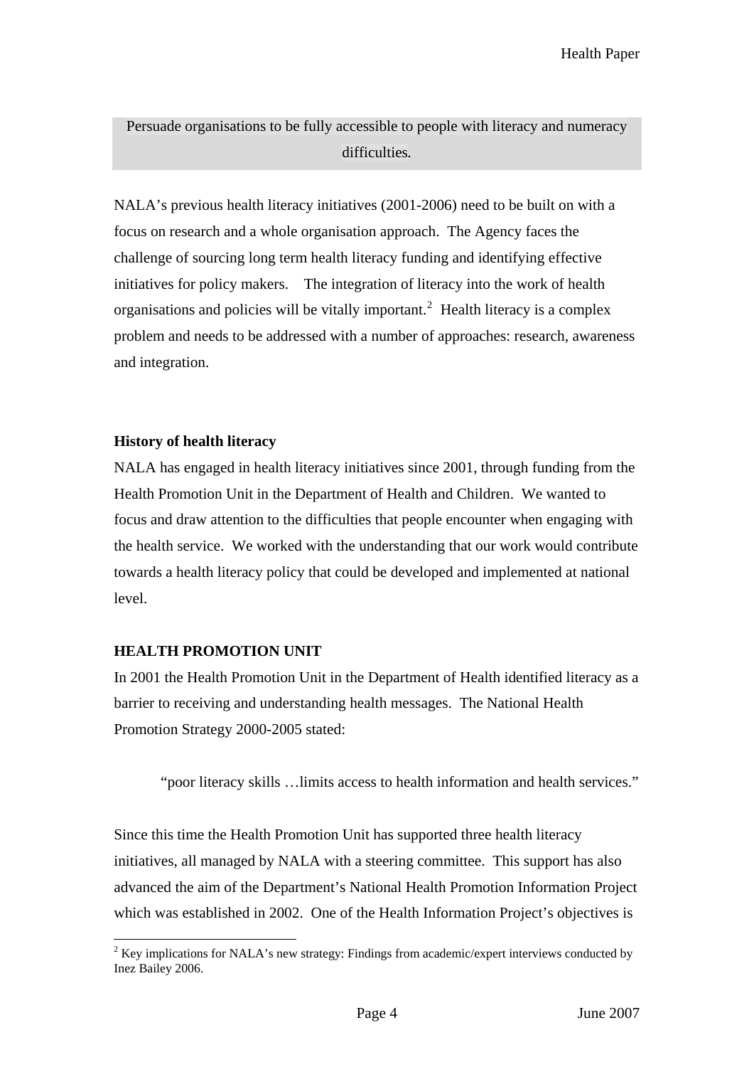Persuade organisations to be fully accessible to people with literacy and numeracy difficulties.

NALA's previous health literacy initiatives (2001-2006) need to be built on with a focus on research and a whole organisation approach. The Agency faces the challenge of sourcing long term health literacy funding and identifying effective initiatives for policy makers. The integration of literacy into the work of health organisations and policies will be vitally important.[2] Health literacy is a complex problem and needs to be addressed with a number of approaches: research, awareness and integration.

### History of health literacy

NALA has engaged in health literacy initiatives since 2001, through funding from the Health Promotion Unit in the Department of Health and Children. We wanted to focus and draw attention to the difficulties that people encounter when engaging with the health service. We worked with the understanding that our work would contribute towards a health literacy policy that could be developed and implemented at national level.

### HEALTH PROMOTION UNIT

In 2001 the Health Promotion Unit in the Department of Health identified literacy as a barrier to receiving and understanding health messages. The National Health Promotion Strategy 2000-2005 stated:

> "poor literacy skills …limits access to health information and health services."

Since this time the Health Promotion Unit has supported three health literacy initiatives, all managed by NALA with a steering committee. This support has also advanced the aim of the Department's National Health Promotion Information Project which was established in 2002. One of the Health Information Project's objectives is

[2] Key implications for NALA's new strategy: Findings from academic/expert interviews conducted by Inez Bailey 2006.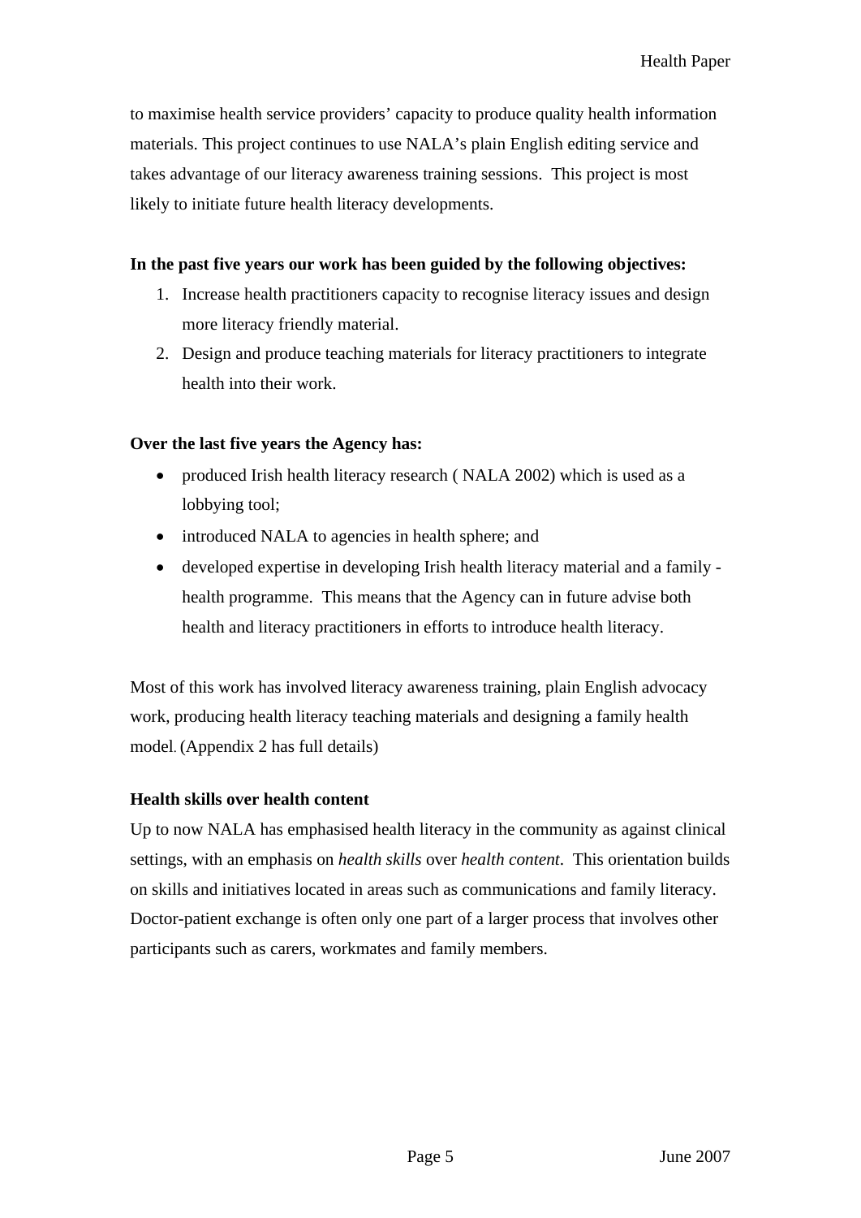to maximise health service providers' capacity to produce quality health information materials. This project continues to use NALA's plain English editing service and takes advantage of our literacy awareness training sessions.  This project is most likely to initiate future health literacy developments.

**In the past five years our work has been guided by the following objectives:**

1. Increase health practitioners capacity to recognise literacy issues and design more literacy friendly material.
2. Design and produce teaching materials for literacy practitioners to integrate health into their work.

**Over the last five years the Agency has:**

- produced Irish health literacy research ( NALA 2002) which is used as a lobbying tool;
- introduced NALA to agencies in health sphere; and
- developed expertise in developing Irish health literacy material and a family - health programme.  This means that the Agency can in future advise both health and literacy practitioners in efforts to introduce health literacy.

Most of this work has involved literacy awareness training, plain English advocacy work, producing health literacy teaching materials and designing a family health model. (Appendix 2 has full details)

**Health skills over health content**

Up to now NALA has emphasised health literacy in the community as against clinical settings, with an emphasis on *health skills* over *health content*.  This orientation builds on skills and initiatives located in areas such as communications and family literacy. Doctor-patient exchange is often only one part of a larger process that involves other participants such as carers, workmates and family members.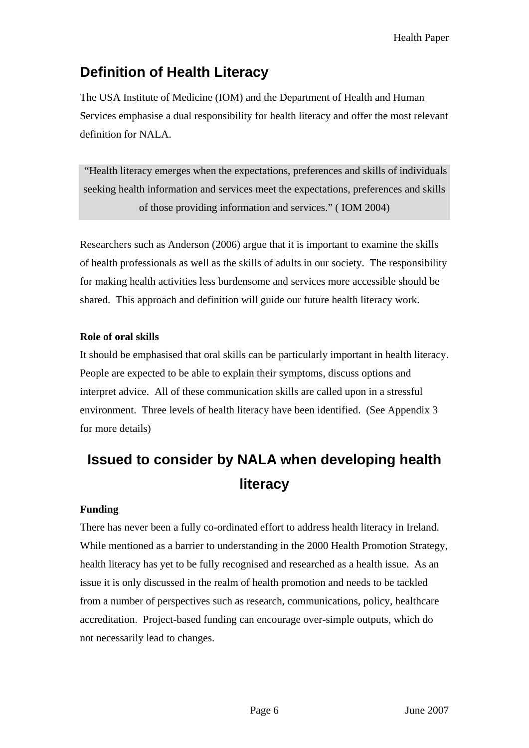## Definition of Health Literacy

The USA Institute of Medicine (IOM) and the Department of Health and Human Services emphasise a dual responsibility for health literacy and offer the most relevant definition for NALA.

> "Health literacy emerges when the expectations, preferences and skills of individuals seeking health information and services meet the expectations, preferences and skills of those providing information and services." ( IOM 2004)

Researchers such as Anderson (2006) argue that it is important to examine the skills of health professionals as well as the skills of adults in our society. The responsibility for making health activities less burdensome and services more accessible should be shared. This approach and definition will guide our future health literacy work.

**Role of oral skills**

It should be emphasised that oral skills can be particularly important in health literacy. People are expected to be able to explain their symptoms, discuss options and interpret advice. All of these communication skills are called upon in a stressful environment. Three levels of health literacy have been identified. (See Appendix 3 for more details)

## Issued to consider by NALA when developing health literacy

**Funding**

There has never been a fully co-ordinated effort to address health literacy in Ireland. While mentioned as a barrier to understanding in the 2000 Health Promotion Strategy, health literacy has yet to be fully recognised and researched as a health issue. As an issue it is only discussed in the realm of health promotion and needs to be tackled from a number of perspectives such as research, communications, policy, healthcare accreditation. Project-based funding can encourage over-simple outputs, which do not necessarily lead to changes.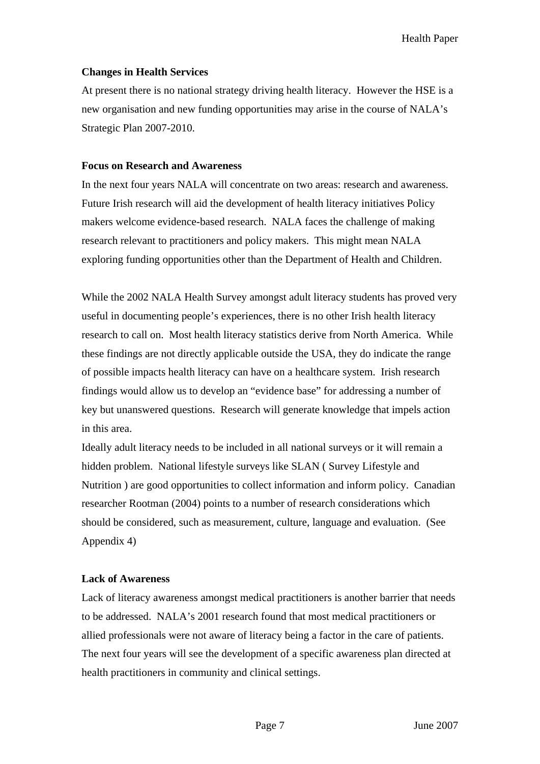**Changes in Health Services**

At present there is no national strategy driving health literacy. However the HSE is a new organisation and new funding opportunities may arise in the course of NALA's Strategic Plan 2007-2010.

**Focus on Research and Awareness**

In the next four years NALA will concentrate on two areas: research and awareness. Future Irish research will aid the development of health literacy initiatives Policy makers welcome evidence-based research. NALA faces the challenge of making research relevant to practitioners and policy makers. This might mean NALA exploring funding opportunities other than the Department of Health and Children.

While the 2002 NALA Health Survey amongst adult literacy students has proved very useful in documenting people's experiences, there is no other Irish health literacy research to call on. Most health literacy statistics derive from North America. While these findings are not directly applicable outside the USA, they do indicate the range of possible impacts health literacy can have on a healthcare system. Irish research findings would allow us to develop an "evidence base" for addressing a number of key but unanswered questions. Research will generate knowledge that impels action in this area.

Ideally adult literacy needs to be included in all national surveys or it will remain a hidden problem. National lifestyle surveys like SLAN ( Survey Lifestyle and Nutrition ) are good opportunities to collect information and inform policy. Canadian researcher Rootman (2004) points to a number of research considerations which should be considered, such as measurement, culture, language and evaluation. (See Appendix 4)

**Lack of Awareness**

Lack of literacy awareness amongst medical practitioners is another barrier that needs to be addressed. NALA's 2001 research found that most medical practitioners or allied professionals were not aware of literacy being a factor in the care of patients. The next four years will see the development of a specific awareness plan directed at health practitioners in community and clinical settings.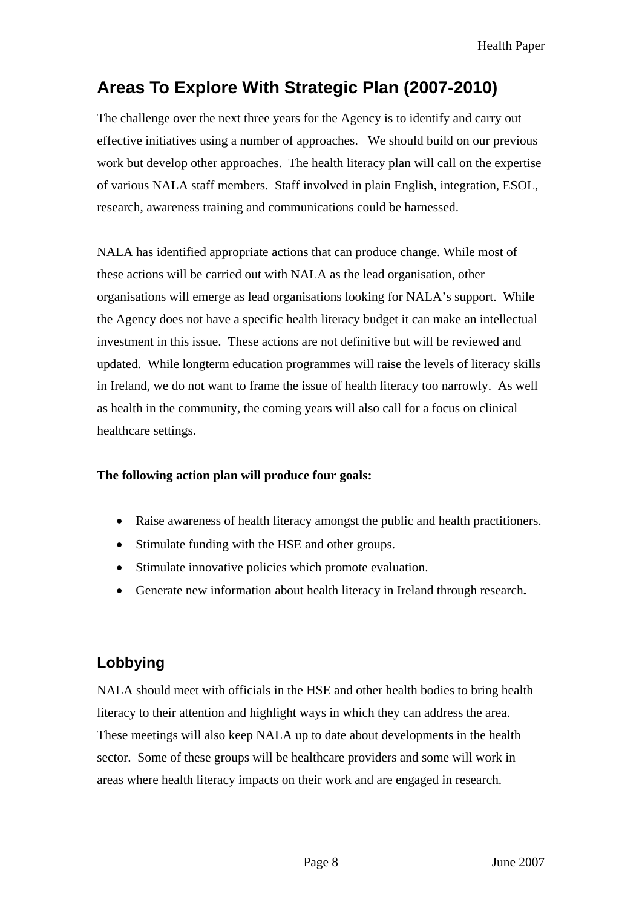## Areas To Explore With Strategic Plan (2007-2010)

The challenge over the next three years for the Agency is to identify and carry out effective initiatives using a number of approaches. We should build on our previous work but develop other approaches. The health literacy plan will call on the expertise of various NALA staff members. Staff involved in plain English, integration, ESOL, research, awareness training and communications could be harnessed.

NALA has identified appropriate actions that can produce change. While most of these actions will be carried out with NALA as the lead organisation, other organisations will emerge as lead organisations looking for NALA's support. While the Agency does not have a specific health literacy budget it can make an intellectual investment in this issue. These actions are not definitive but will be reviewed and updated. While longterm education programmes will raise the levels of literacy skills in Ireland, we do not want to frame the issue of health literacy too narrowly. As well as health in the community, the coming years will also call for a focus on clinical healthcare settings.

**The following action plan will produce four goals:**

- Raise awareness of health literacy amongst the public and health practitioners.
- Stimulate funding with the HSE and other groups.
- Stimulate innovative policies which promote evaluation.
- Generate new information about health literacy in Ireland through research**.**

## Lobbying

NALA should meet with officials in the HSE and other health bodies to bring health literacy to their attention and highlight ways in which they can address the area. These meetings will also keep NALA up to date about developments in the health sector. Some of these groups will be healthcare providers and some will work in areas where health literacy impacts on their work and are engaged in research.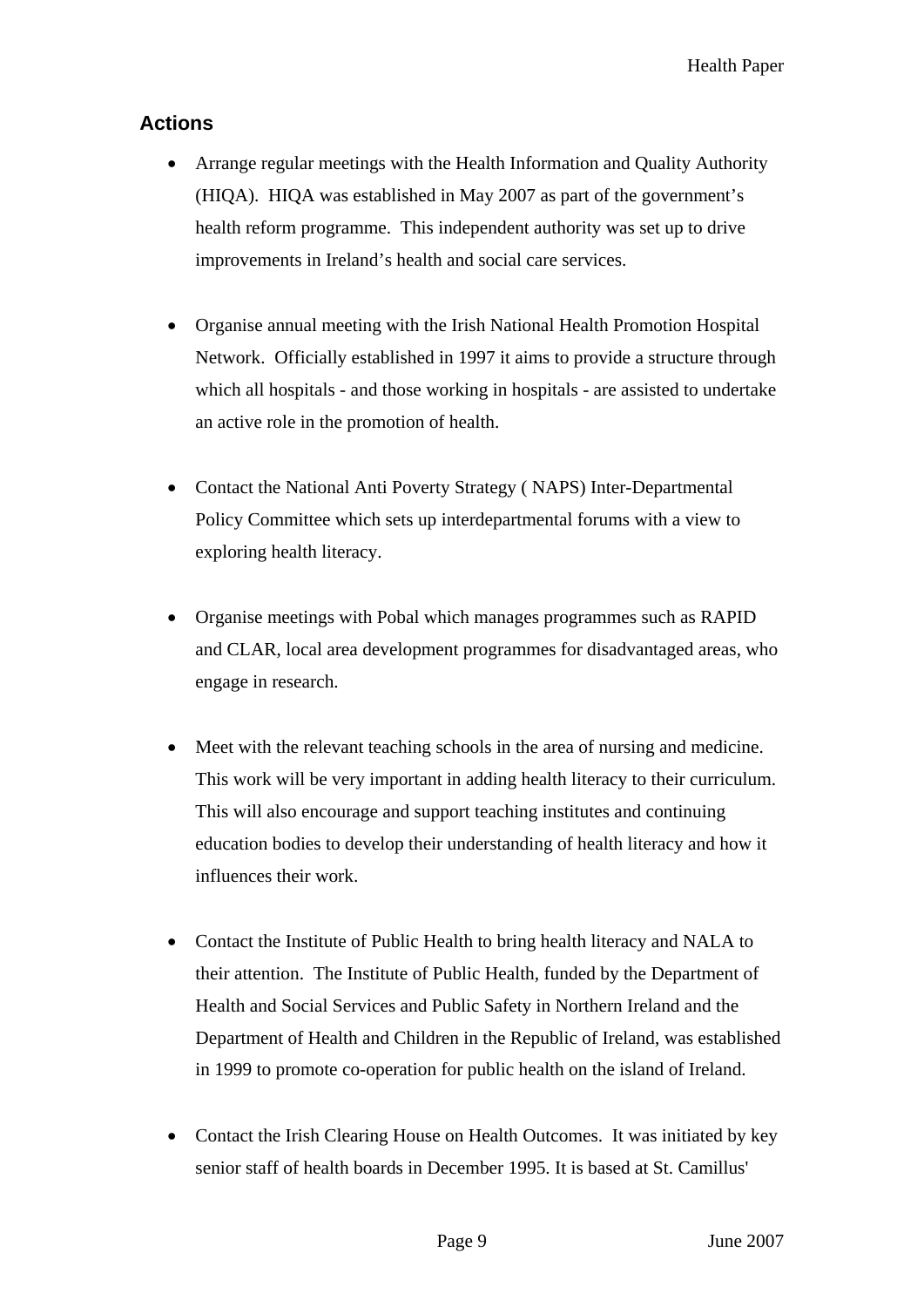## Actions

- Arrange regular meetings with the Health Information and Quality Authority (HIQA). HIQA was established in May 2007 as part of the government's health reform programme. This independent authority was set up to drive improvements in Ireland's health and social care services.

- Organise annual meeting with the Irish National Health Promotion Hospital Network. Officially established in 1997 it aims to provide a structure through which all hospitals - and those working in hospitals - are assisted to undertake an active role in the promotion of health.

- Contact the National Anti Poverty Strategy ( NAPS) Inter-Departmental Policy Committee which sets up interdepartmental forums with a view to exploring health literacy.

- Organise meetings with Pobal which manages programmes such as RAPID and CLAR, local area development programmes for disadvantaged areas, who engage in research.

- Meet with the relevant teaching schools in the area of nursing and medicine. This work will be very important in adding health literacy to their curriculum. This will also encourage and support teaching institutes and continuing education bodies to develop their understanding of health literacy and how it influences their work.

- Contact the Institute of Public Health to bring health literacy and NALA to their attention. The Institute of Public Health, funded by the Department of Health and Social Services and Public Safety in Northern Ireland and the Department of Health and Children in the Republic of Ireland, was established in 1999 to promote co-operation for public health on the island of Ireland.

- Contact the Irish Clearing House on Health Outcomes. It was initiated by key senior staff of health boards in December 1995. It is based at St. Camillus'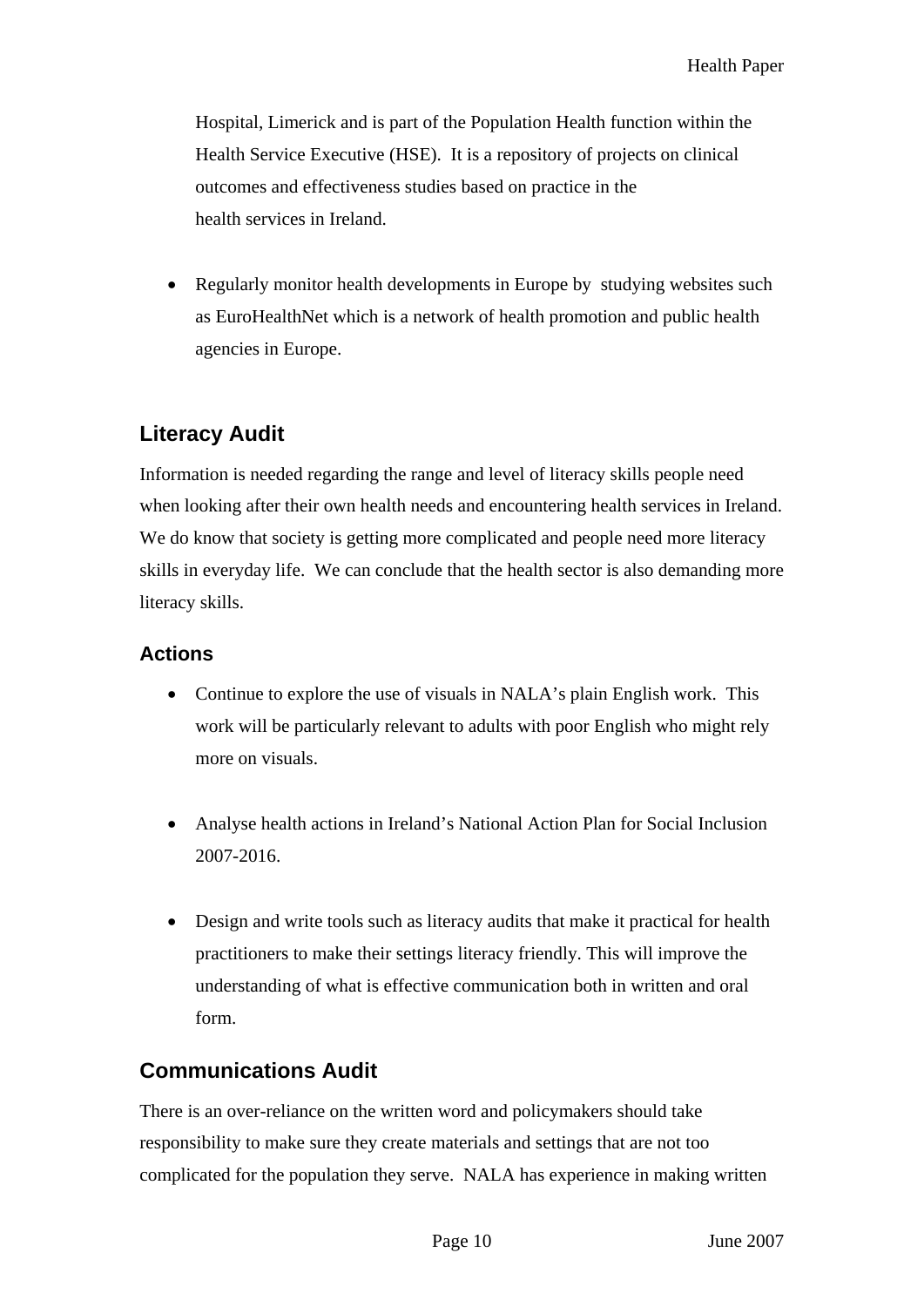Hospital, Limerick and is part of the Population Health function within the Health Service Executive (HSE). It is a repository of projects on clinical outcomes and effectiveness studies based on practice in the health services in Ireland.

- Regularly monitor health developments in Europe by studying websites such as EuroHealthNet which is a network of health promotion and public health agencies in Europe.

## Literacy Audit

Information is needed regarding the range and level of literacy skills people need when looking after their own health needs and encountering health services in Ireland. We do know that society is getting more complicated and people need more literacy skills in everyday life. We can conclude that the health sector is also demanding more literacy skills.

### Actions

- Continue to explore the use of visuals in NALA's plain English work. This work will be particularly relevant to adults with poor English who might rely more on visuals.

- Analyse health actions in Ireland's National Action Plan for Social Inclusion 2007-2016.

- Design and write tools such as literacy audits that make it practical for health practitioners to make their settings literacy friendly. This will improve the understanding of what is effective communication both in written and oral form.

## Communications Audit

There is an over-reliance on the written word and policymakers should take responsibility to make sure they create materials and settings that are not too complicated for the population they serve. NALA has experience in making written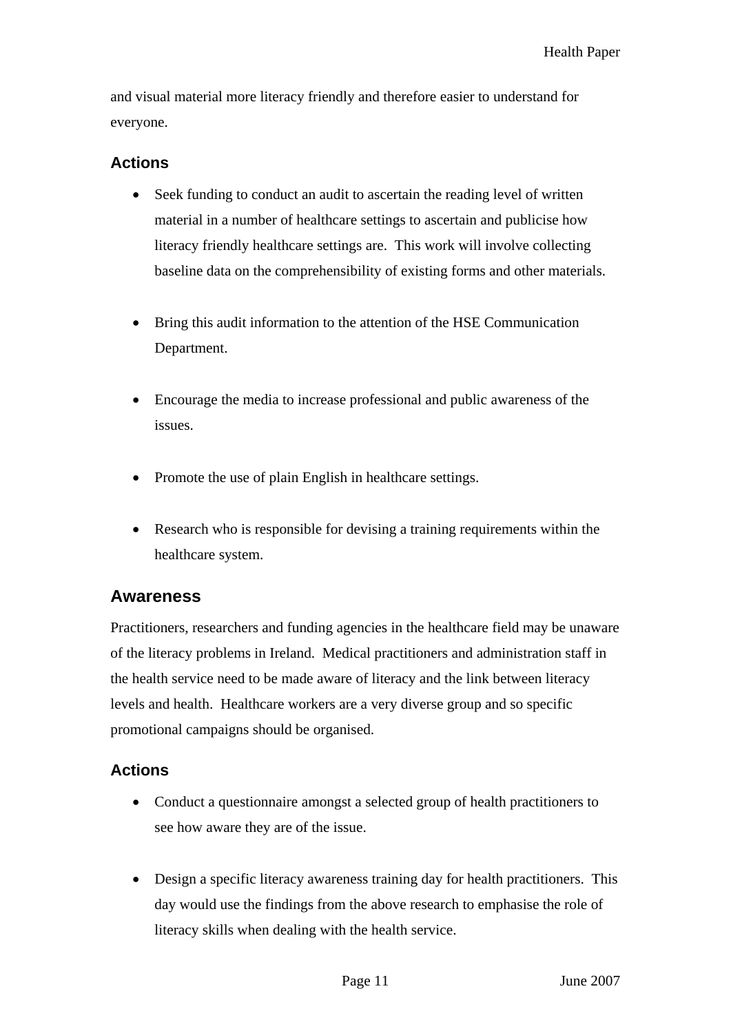and visual material more literacy friendly and therefore easier to understand for everyone.

### Actions

- Seek funding to conduct an audit to ascertain the reading level of written material in a number of healthcare settings to ascertain and publicise how literacy friendly healthcare settings are.  This work will involve collecting baseline data on the comprehensibility of existing forms and other materials.

- Bring this audit information to the attention of the HSE Communication Department.

- Encourage the media to increase professional and public awareness of the issues.

- Promote the use of plain English in healthcare settings.

- Research who is responsible for devising a training requirements within the healthcare system.

## Awareness

Practitioners, researchers and funding agencies in the healthcare field may be unaware of the literacy problems in Ireland.  Medical practitioners and administration staff in the health service need to be made aware of literacy and the link between literacy levels and health.  Healthcare workers are a very diverse group and so specific promotional campaigns should be organised.

### Actions

- Conduct a questionnaire amongst a selected group of health practitioners to see how aware they are of the issue.

- Design a specific literacy awareness training day for health practitioners.  This day would use the findings from the above research to emphasise the role of literacy skills when dealing with the health service.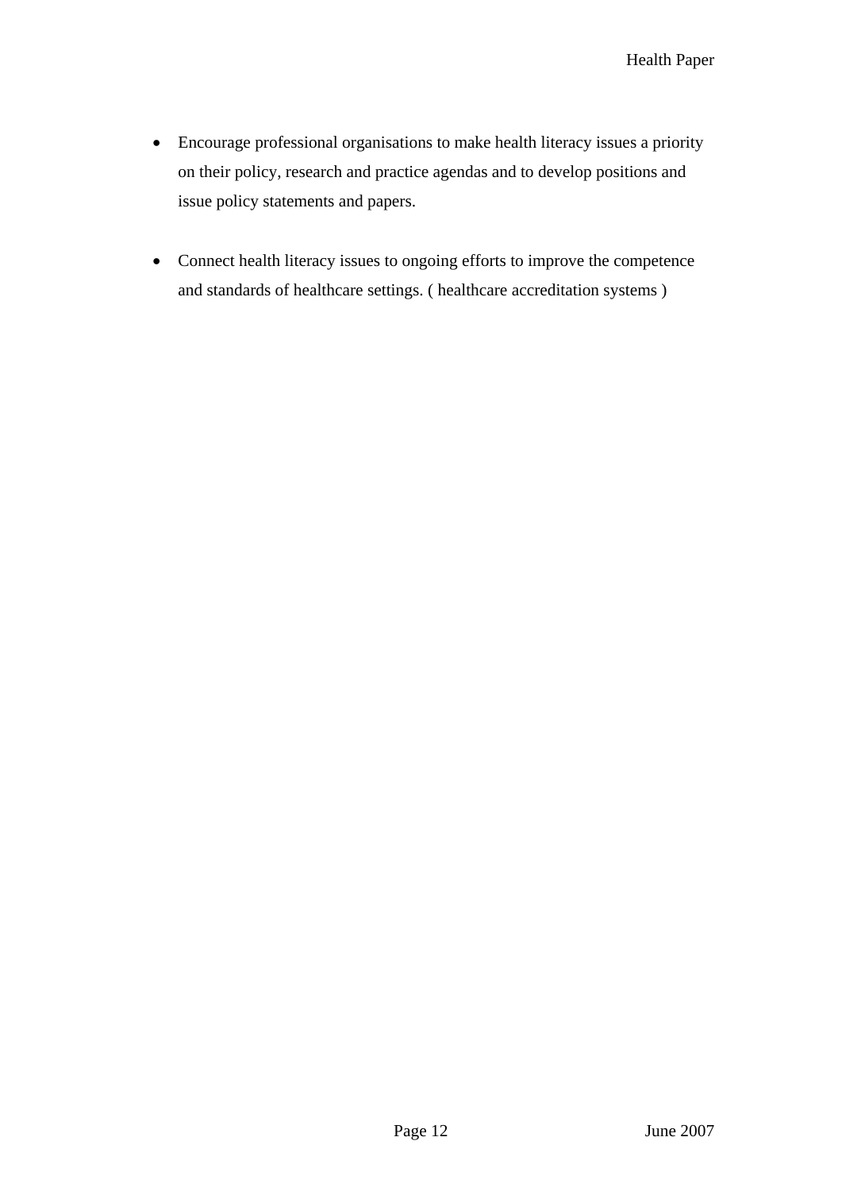- Encourage professional organisations to make health literacy issues a priority on their policy, research and practice agendas and to develop positions and issue policy statements and papers.

- Connect health literacy issues to ongoing efforts to improve the competence and standards of healthcare settings. ( healthcare accreditation systems )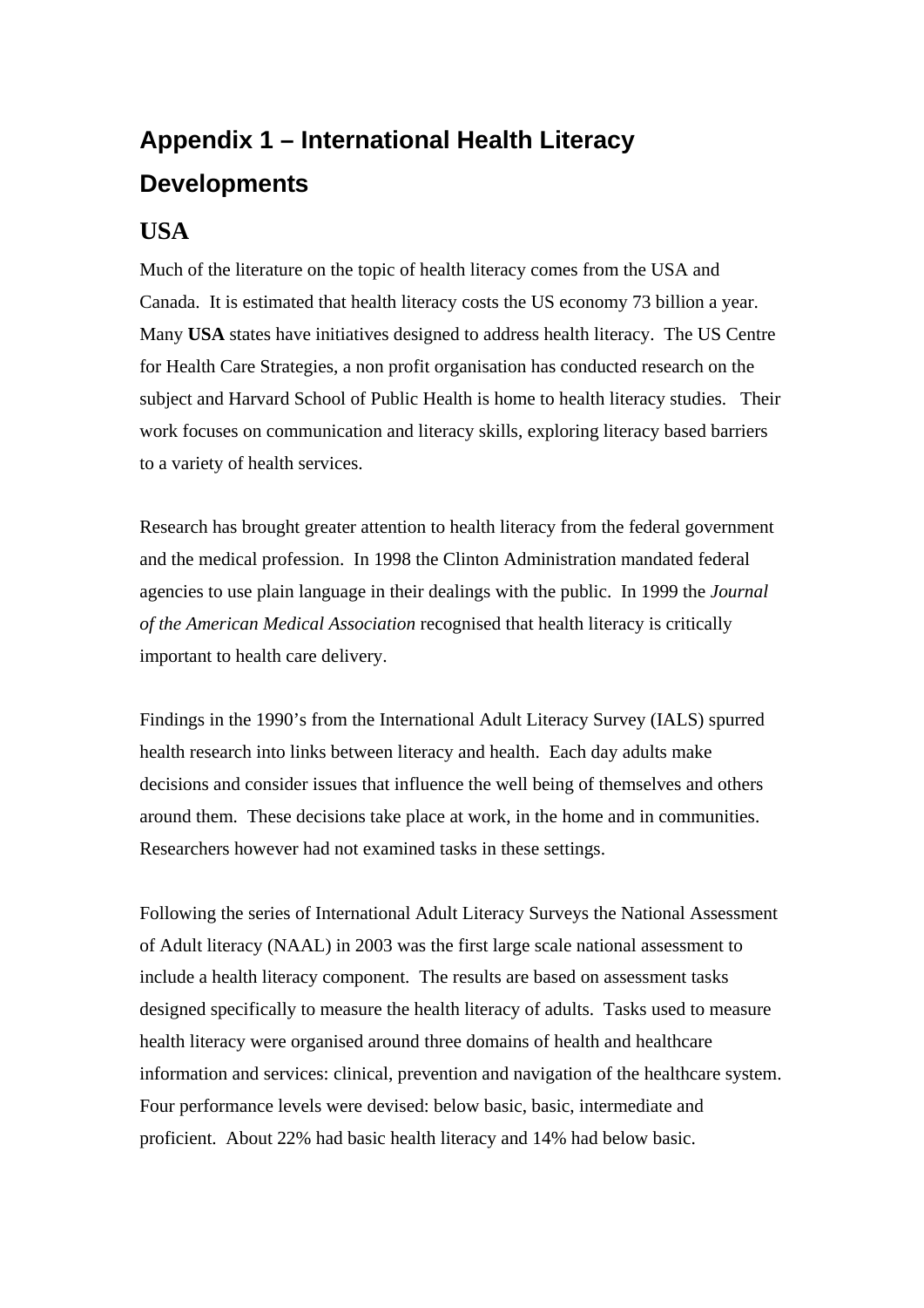# Appendix 1 – International Health Literacy Developments

## USA

Much of the literature on the topic of health literacy comes from the USA and Canada. It is estimated that health literacy costs the US economy 73 billion a year. Many **USA** states have initiatives designed to address health literacy. The US Centre for Health Care Strategies, a non profit organisation has conducted research on the subject and Harvard School of Public Health is home to health literacy studies. Their work focuses on communication and literacy skills, exploring literacy based barriers to a variety of health services.

Research has brought greater attention to health literacy from the federal government and the medical profession. In 1998 the Clinton Administration mandated federal agencies to use plain language in their dealings with the public. In 1999 the *Journal of the American Medical Association* recognised that health literacy is critically important to health care delivery.

Findings in the 1990's from the International Adult Literacy Survey (IALS) spurred health research into links between literacy and health. Each day adults make decisions and consider issues that influence the well being of themselves and others around them. These decisions take place at work, in the home and in communities. Researchers however had not examined tasks in these settings.

Following the series of International Adult Literacy Surveys the National Assessment of Adult literacy (NAAL) in 2003 was the first large scale national assessment to include a health literacy component. The results are based on assessment tasks designed specifically to measure the health literacy of adults. Tasks used to measure health literacy were organised around three domains of health and healthcare information and services: clinical, prevention and navigation of the healthcare system. Four performance levels were devised: below basic, basic, intermediate and proficient. About 22% had basic health literacy and 14% had below basic.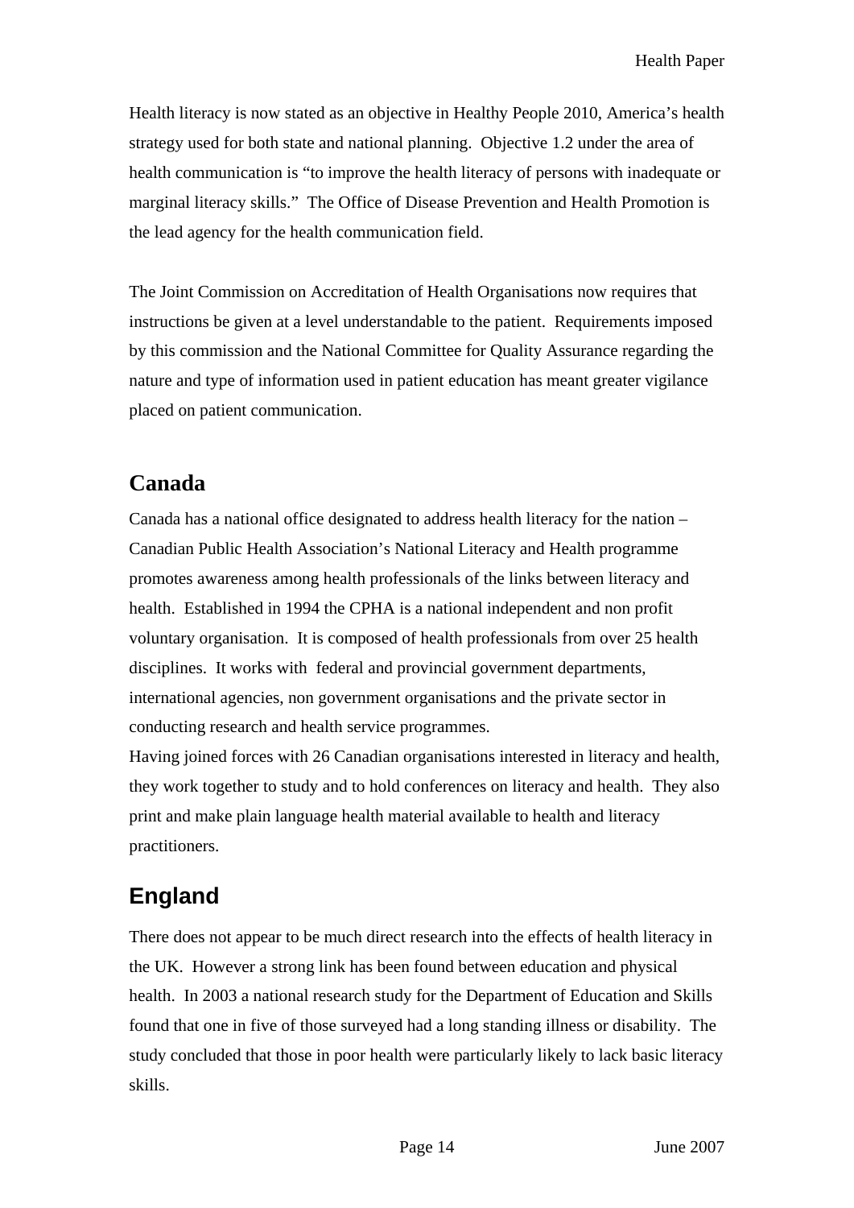Health literacy is now stated as an objective in Healthy People 2010, America's health strategy used for both state and national planning. Objective 1.2 under the area of health communication is "to improve the health literacy of persons with inadequate or marginal literacy skills." The Office of Disease Prevention and Health Promotion is the lead agency for the health communication field.

The Joint Commission on Accreditation of Health Organisations now requires that instructions be given at a level understandable to the patient. Requirements imposed by this commission and the National Committee for Quality Assurance regarding the nature and type of information used in patient education has meant greater vigilance placed on patient communication.

## Canada

Canada has a national office designated to address health literacy for the nation – Canadian Public Health Association's National Literacy and Health programme promotes awareness among health professionals of the links between literacy and health. Established in 1994 the CPHA is a national independent and non profit voluntary organisation. It is composed of health professionals from over 25 health disciplines. It works with federal and provincial government departments, international agencies, non government organisations and the private sector in conducting research and health service programmes.

Having joined forces with 26 Canadian organisations interested in literacy and health, they work together to study and to hold conferences on literacy and health. They also print and make plain language health material available to health and literacy practitioners.

## England

There does not appear to be much direct research into the effects of health literacy in the UK. However a strong link has been found between education and physical health. In 2003 a national research study for the Department of Education and Skills found that one in five of those surveyed had a long standing illness or disability. The study concluded that those in poor health were particularly likely to lack basic literacy skills.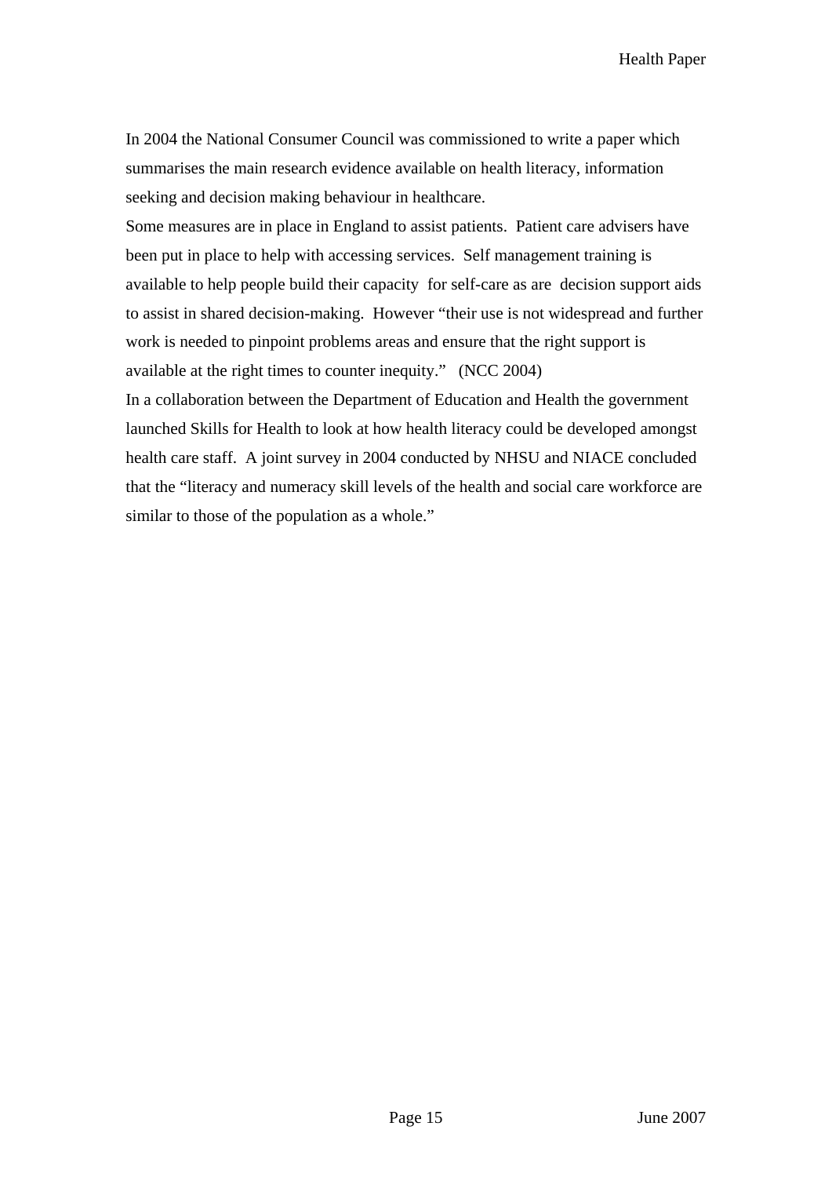In 2004 the National Consumer Council was commissioned to write a paper which summarises the main research evidence available on health literacy, information seeking and decision making behaviour in healthcare.

Some measures are in place in England to assist patients. Patient care advisers have been put in place to help with accessing services. Self management training is available to help people build their capacity for self-care as are decision support aids to assist in shared decision-making. However "their use is not widespread and further work is needed to pinpoint problems areas and ensure that the right support is available at the right times to counter inequity." (NCC 2004)

In a collaboration between the Department of Education and Health the government launched Skills for Health to look at how health literacy could be developed amongst health care staff. A joint survey in 2004 conducted by NHSU and NIACE concluded that the "literacy and numeracy skill levels of the health and social care workforce are similar to those of the population as a whole."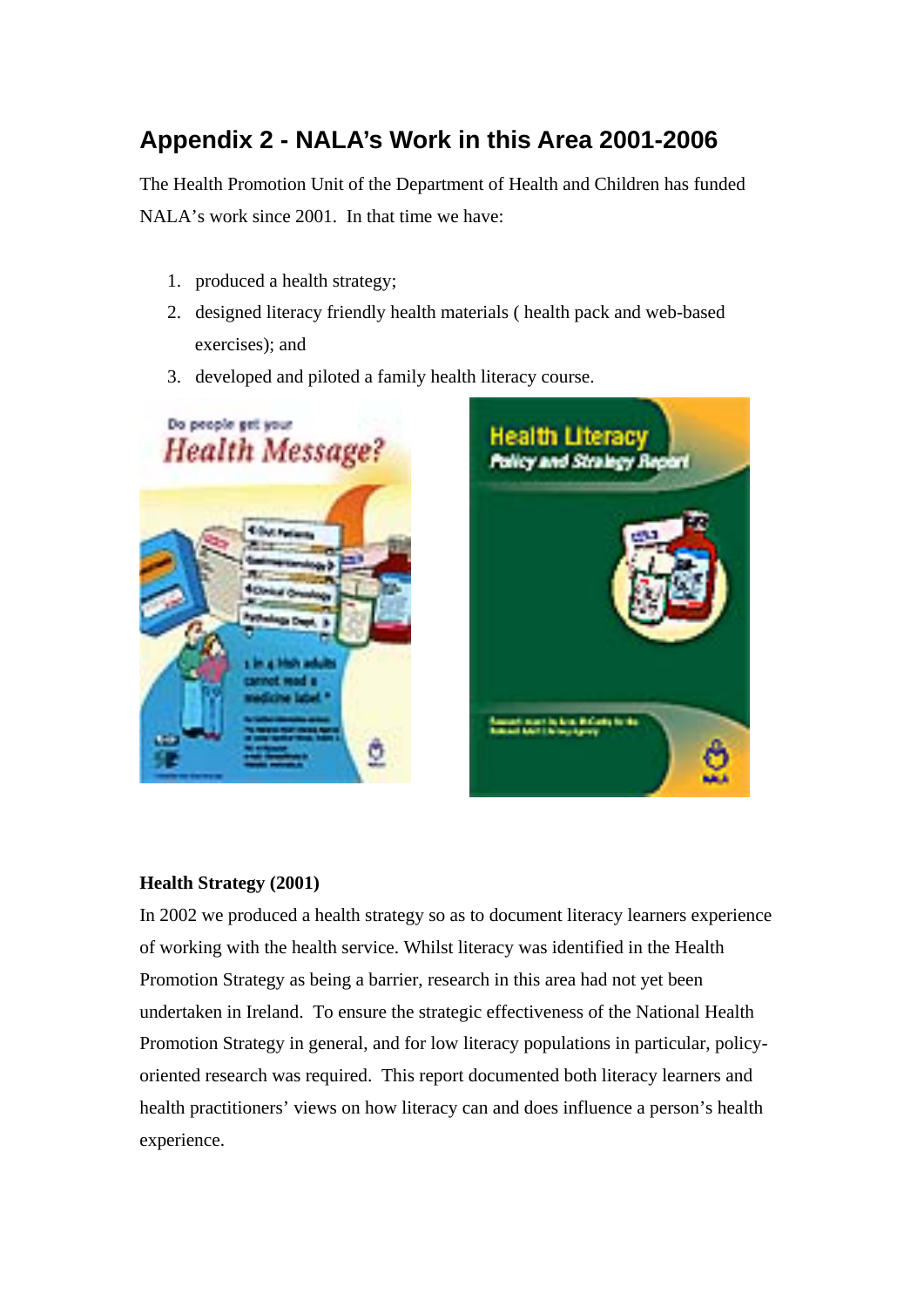## Appendix 2 - NALA's Work in this Area 2001-2006

The Health Promotion Unit of the Department of Health and Children has funded NALA's work since 2001. In that time we have:

1. produced a health strategy;
2. designed literacy friendly health materials ( health pack and web-based exercises); and
3. developed and piloted a family health literacy course.

**Health Strategy (2001)**

In 2002 we produced a health strategy so as to document literacy learners experience of working with the health service. Whilst literacy was identified in the Health Promotion Strategy as being a barrier, research in this area had not yet been undertaken in Ireland. To ensure the strategic effectiveness of the National Health Promotion Strategy in general, and for low literacy populations in particular, policy-oriented research was required. This report documented both literacy learners and health practitioners' views on how literacy can and does influence a person's health experience.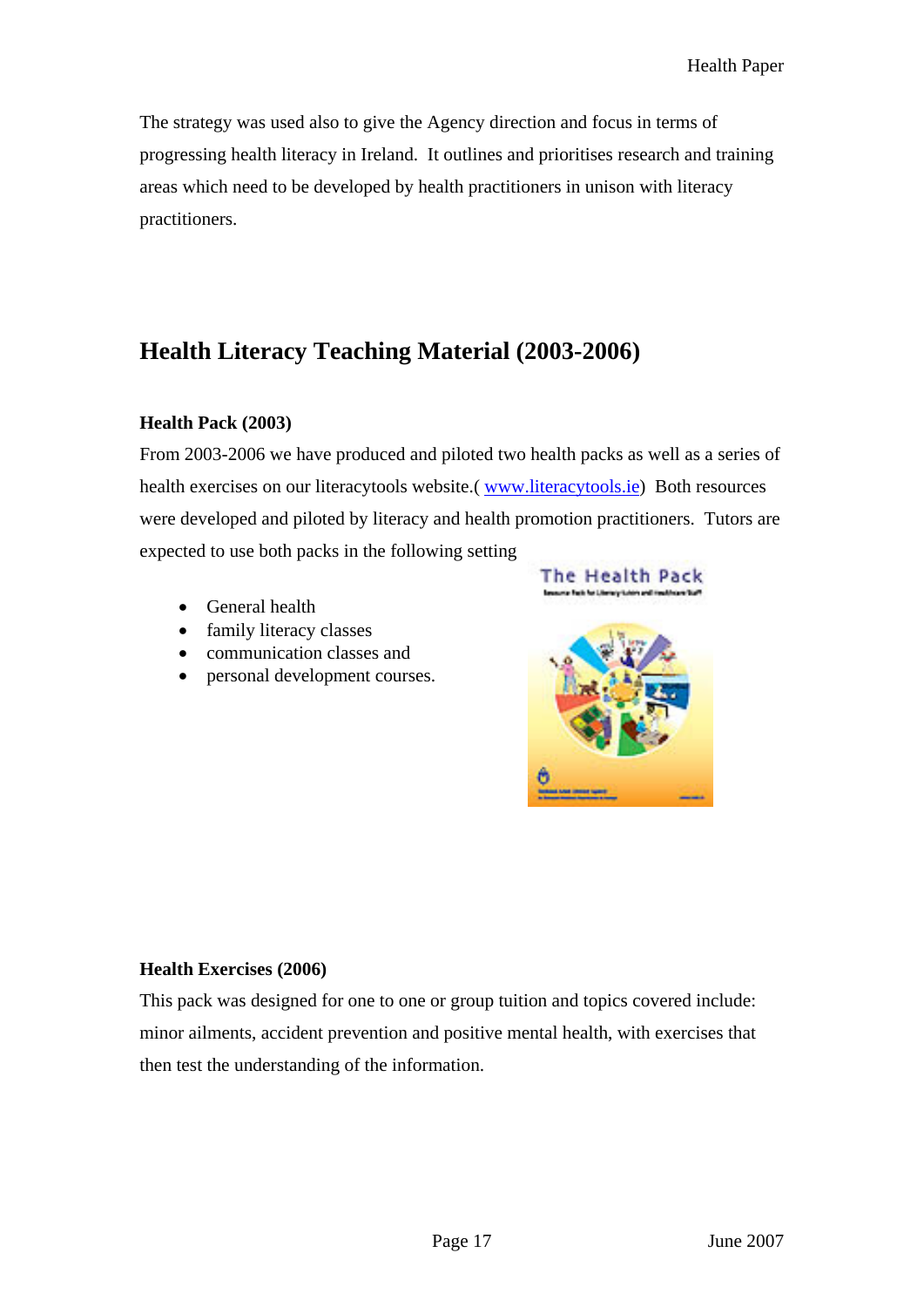The strategy was used also to give the Agency direction and focus in terms of progressing health literacy in Ireland. It outlines and prioritises research and training areas which need to be developed by health practitioners in unison with literacy practitioners.

## Health Literacy Teaching Material (2003-2006)

### Health Pack (2003)

From 2003-2006 we have produced and piloted two health packs as well as a series of health exercises on our literacytools website.( www.literacytools.ie) Both resources were developed and piloted by literacy and health promotion practitioners. Tutors are expected to use both packs in the following setting

- General health
- family literacy classes
- communication classes and
- personal development courses.

### Health Exercises (2006)

This pack was designed for one to one or group tuition and topics covered include: minor ailments, accident prevention and positive mental health, with exercises that then test the understanding of the information.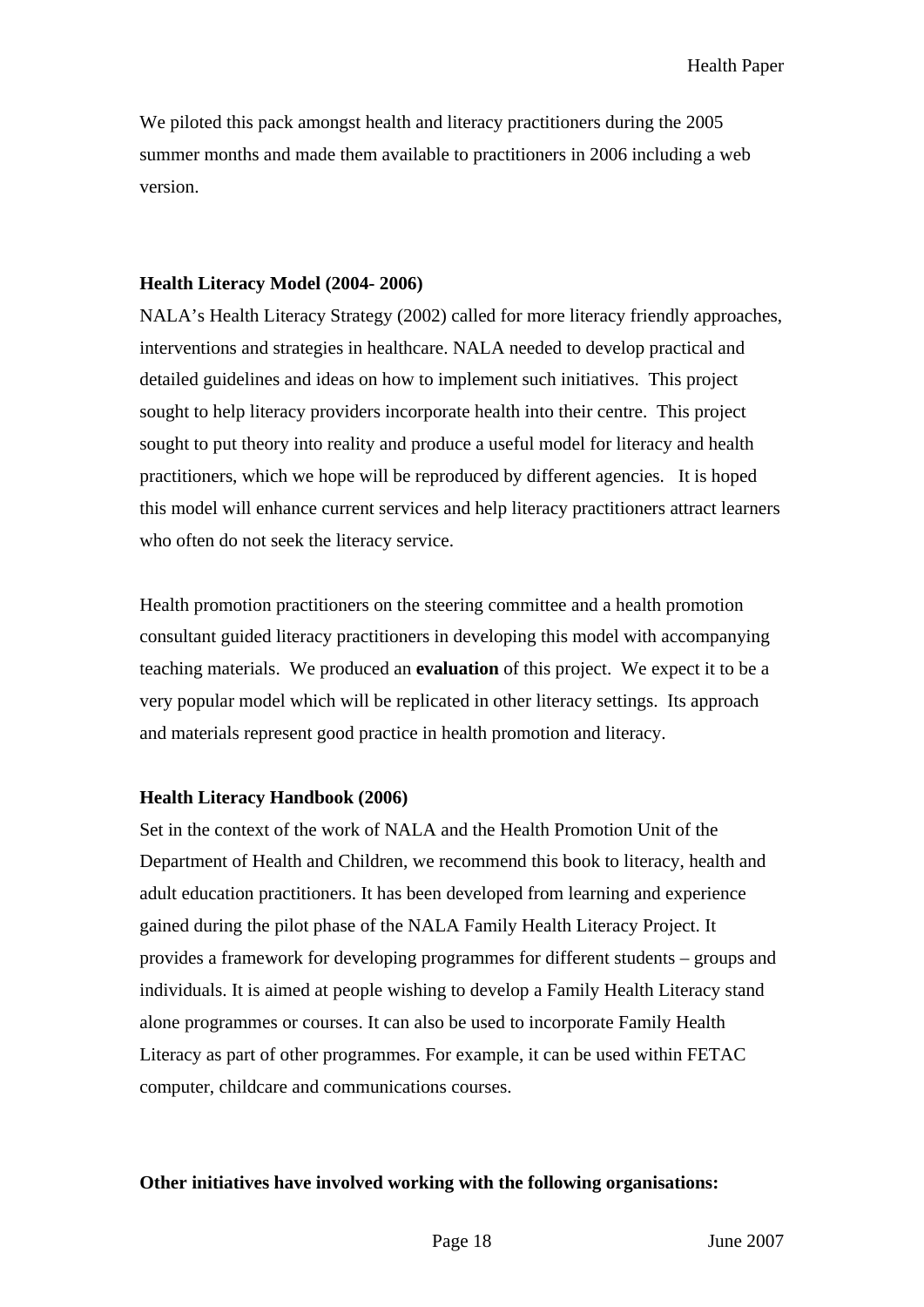We piloted this pack amongst health and literacy practitioners during the 2005 summer months and made them available to practitioners in 2006 including a web version.

**Health Literacy Model (2004- 2006)**

NALA's Health Literacy Strategy (2002) called for more literacy friendly approaches, interventions and strategies in healthcare. NALA needed to develop practical and detailed guidelines and ideas on how to implement such initiatives. This project sought to help literacy providers incorporate health into their centre. This project sought to put theory into reality and produce a useful model for literacy and health practitioners, which we hope will be reproduced by different agencies. It is hoped this model will enhance current services and help literacy practitioners attract learners who often do not seek the literacy service.

Health promotion practitioners on the steering committee and a health promotion consultant guided literacy practitioners in developing this model with accompanying teaching materials. We produced an **evaluation** of this project. We expect it to be a very popular model which will be replicated in other literacy settings. Its approach and materials represent good practice in health promotion and literacy.

**Health Literacy Handbook (2006)**

Set in the context of the work of NALA and the Health Promotion Unit of the Department of Health and Children, we recommend this book to literacy, health and adult education practitioners. It has been developed from learning and experience gained during the pilot phase of the NALA Family Health Literacy Project. It provides a framework for developing programmes for different students – groups and individuals. It is aimed at people wishing to develop a Family Health Literacy stand alone programmes or courses. It can also be used to incorporate Family Health Literacy as part of other programmes. For example, it can be used within FETAC computer, childcare and communications courses.

**Other initiatives have involved working with the following organisations:**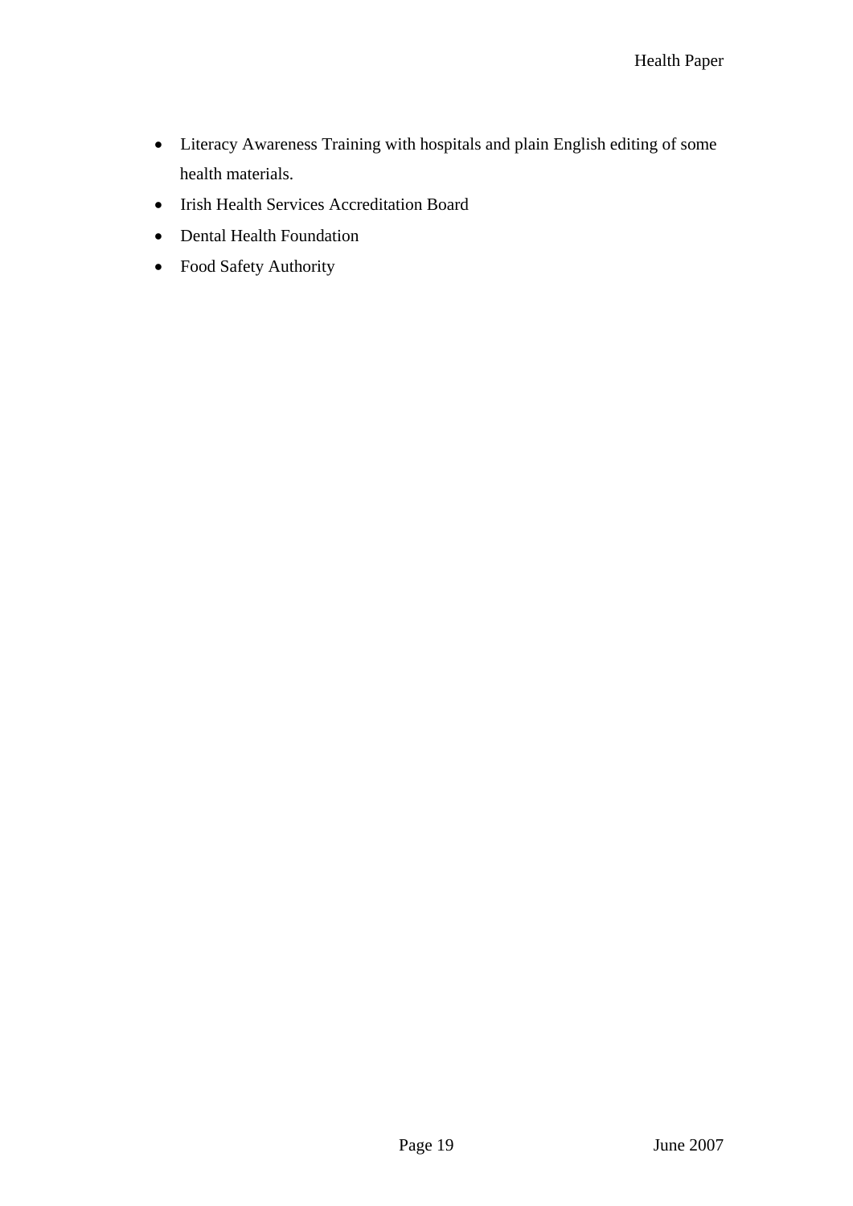- Literacy Awareness Training with hospitals and plain English editing of some health materials.
- Irish Health Services Accreditation Board
- Dental Health Foundation
- Food Safety Authority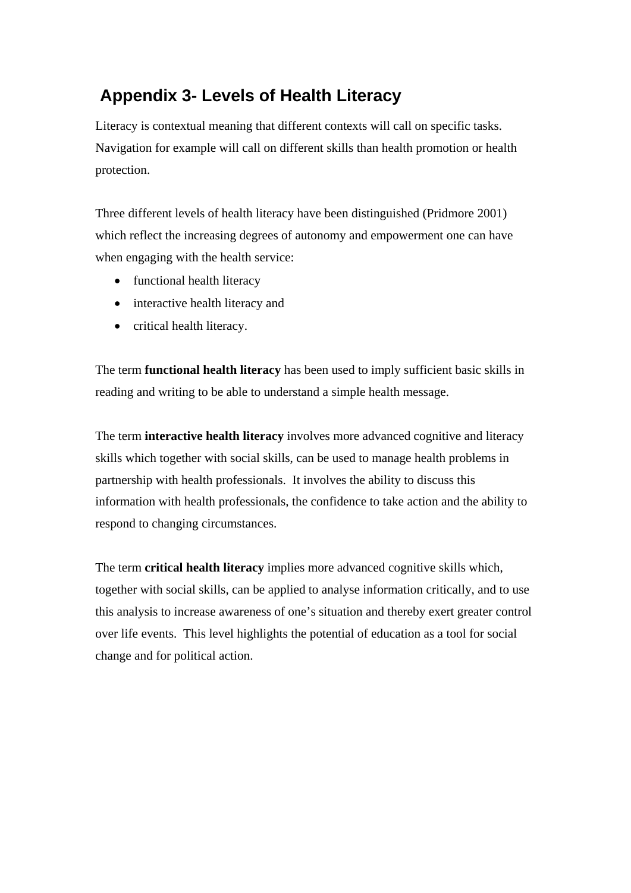## Appendix 3- Levels of Health Literacy

Literacy is contextual meaning that different contexts will call on specific tasks. Navigation for example will call on different skills than health promotion or health protection.

Three different levels of health literacy have been distinguished (Pridmore 2001) which reflect the increasing degrees of autonomy and empowerment one can have when engaging with the health service:

- functional health literacy
- interactive health literacy and
- critical health literacy.

The term **functional health literacy** has been used to imply sufficient basic skills in reading and writing to be able to understand a simple health message.

The term **interactive health literacy** involves more advanced cognitive and literacy skills which together with social skills, can be used to manage health problems in partnership with health professionals. It involves the ability to discuss this information with health professionals, the confidence to take action and the ability to respond to changing circumstances.

The term **critical health literacy** implies more advanced cognitive skills which, together with social skills, can be applied to analyse information critically, and to use this analysis to increase awareness of one's situation and thereby exert greater control over life events. This level highlights the potential of education as a tool for social change and for political action.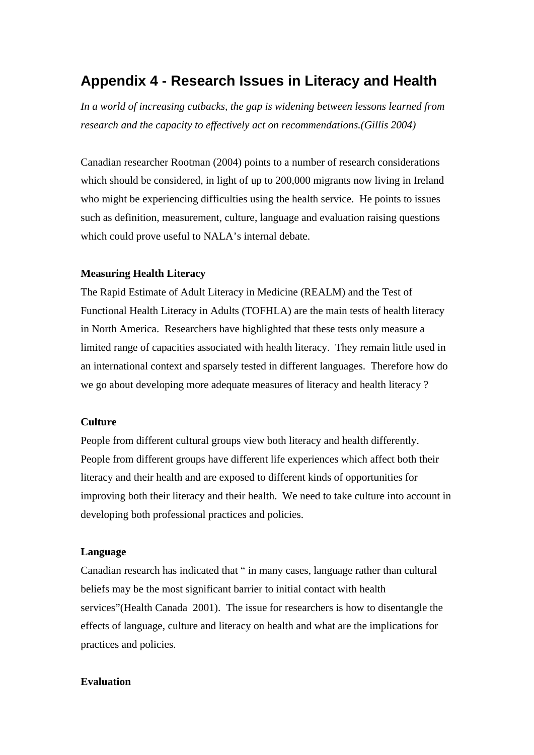# Appendix 4 - Research Issues in Literacy and Health

*In a world of increasing cutbacks, the gap is widening between lessons learned from research and the capacity to effectively act on recommendations.(Gillis 2004)*

Canadian researcher Rootman (2004) points to a number of research considerations which should be considered, in light of up to 200,000 migrants now living in Ireland who might be experiencing difficulties using the health service. He points to issues such as definition, measurement, culture, language and evaluation raising questions which could prove useful to NALA's internal debate.

**Measuring Health Literacy**

The Rapid Estimate of Adult Literacy in Medicine (REALM) and the Test of Functional Health Literacy in Adults (TOFHLA) are the main tests of health literacy in North America. Researchers have highlighted that these tests only measure a limited range of capacities associated with health literacy. They remain little used in an international context and sparsely tested in different languages. Therefore how do we go about developing more adequate measures of literacy and health literacy ?

**Culture**

People from different cultural groups view both literacy and health differently. People from different groups have different life experiences which affect both their literacy and their health and are exposed to different kinds of opportunities for improving both their literacy and their health. We need to take culture into account in developing both professional practices and policies.

**Language**

Canadian research has indicated that " in many cases, language rather than cultural beliefs may be the most significant barrier to initial contact with health services"(Health Canada 2001). The issue for researchers is how to disentangle the effects of language, culture and literacy on health and what are the implications for practices and policies.

**Evaluation**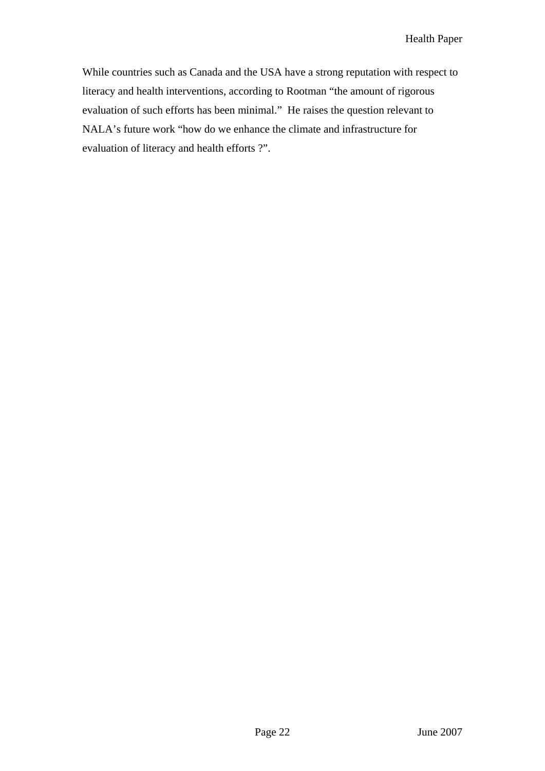While countries such as Canada and the USA have a strong reputation with respect to literacy and health interventions, according to Rootman "the amount of rigorous evaluation of such efforts has been minimal." He raises the question relevant to NALA's future work "how do we enhance the climate and infrastructure for evaluation of literacy and health efforts ?".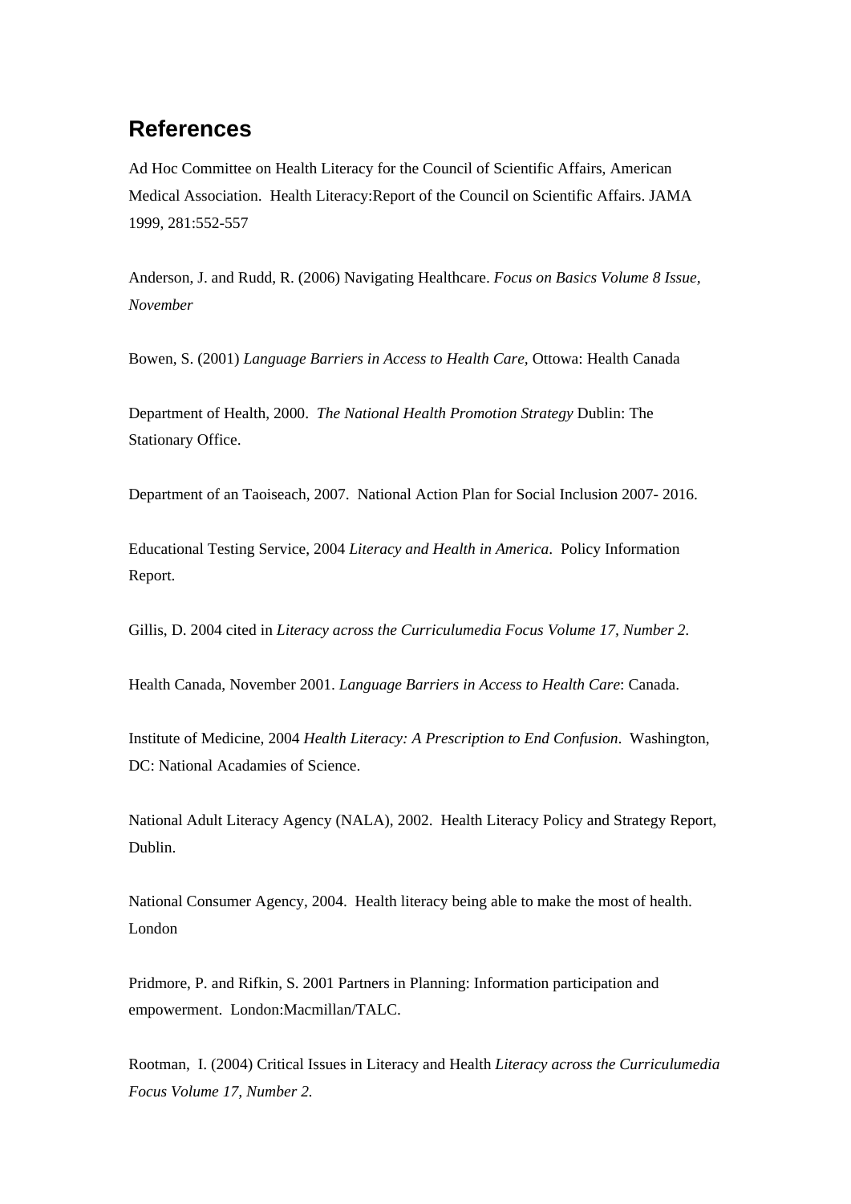## References

Ad Hoc Committee on Health Literacy for the Council of Scientific Affairs, American Medical Association. Health Literacy:Report of the Council on Scientific Affairs. JAMA 1999, 281:552-557

Anderson, J. and Rudd, R. (2006) Navigating Healthcare. *Focus on Basics Volume 8 Issue, November*

Bowen, S. (2001) *Language Barriers in Access to Health Care,* Ottowa: Health Canada

Department of Health, 2000. *The National Health Promotion Strategy* Dublin: The Stationary Office.

Department of an Taoiseach, 2007. National Action Plan for Social Inclusion 2007- 2016.

Educational Testing Service, 2004 *Literacy and Health in America*. Policy Information Report.

Gillis, D. 2004 cited in *Literacy across the Curriculumedia Focus Volume 17, Number 2*.

Health Canada, November 2001. *Language Barriers in Access to Health Care*: Canada.

Institute of Medicine, 2004 *Health Literacy: A Prescription to End Confusion*. Washington, DC: National Acadamies of Science.

National Adult Literacy Agency (NALA), 2002. Health Literacy Policy and Strategy Report, Dublin.

National Consumer Agency, 2004. Health literacy being able to make the most of health. London

Pridmore, P. and Rifkin, S. 2001 Partners in Planning: Information participation and empowerment. London:Macmillan/TALC.

Rootman, I. (2004) Critical Issues in Literacy and Health *Literacy across the Curriculumedia Focus Volume 17, Number 2.*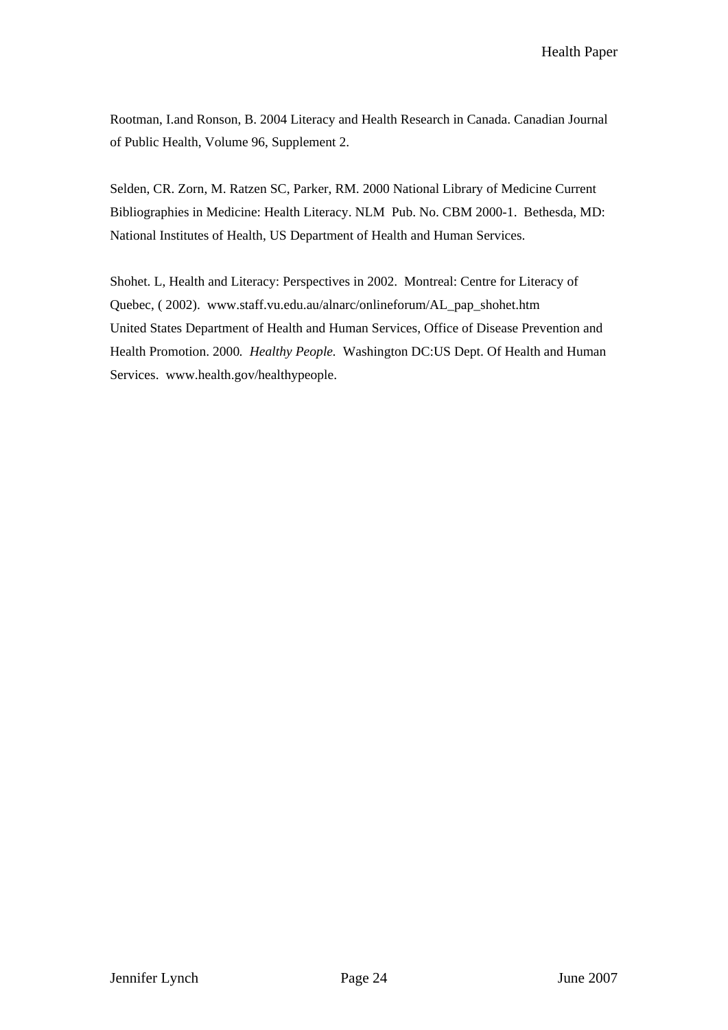Rootman, I.and Ronson, B. 2004 Literacy and Health Research in Canada. Canadian Journal of Public Health, Volume 96, Supplement 2.

Selden, CR. Zorn, M. Ratzen SC, Parker, RM. 2000 National Library of Medicine Current Bibliographies in Medicine: Health Literacy. NLM Pub. No. CBM 2000-1. Bethesda, MD: National Institutes of Health, US Department of Health and Human Services.

Shohet. L, Health and Literacy: Perspectives in 2002. Montreal: Centre for Literacy of Quebec, ( 2002). www.staff.vu.edu.au/alnarc/onlineforum/AL_pap_shohet.htm
United States Department of Health and Human Services, Office of Disease Prevention and Health Promotion. 2000. *Healthy People.* Washington DC:US Dept. Of Health and Human Services. www.health.gov/healthypeople.